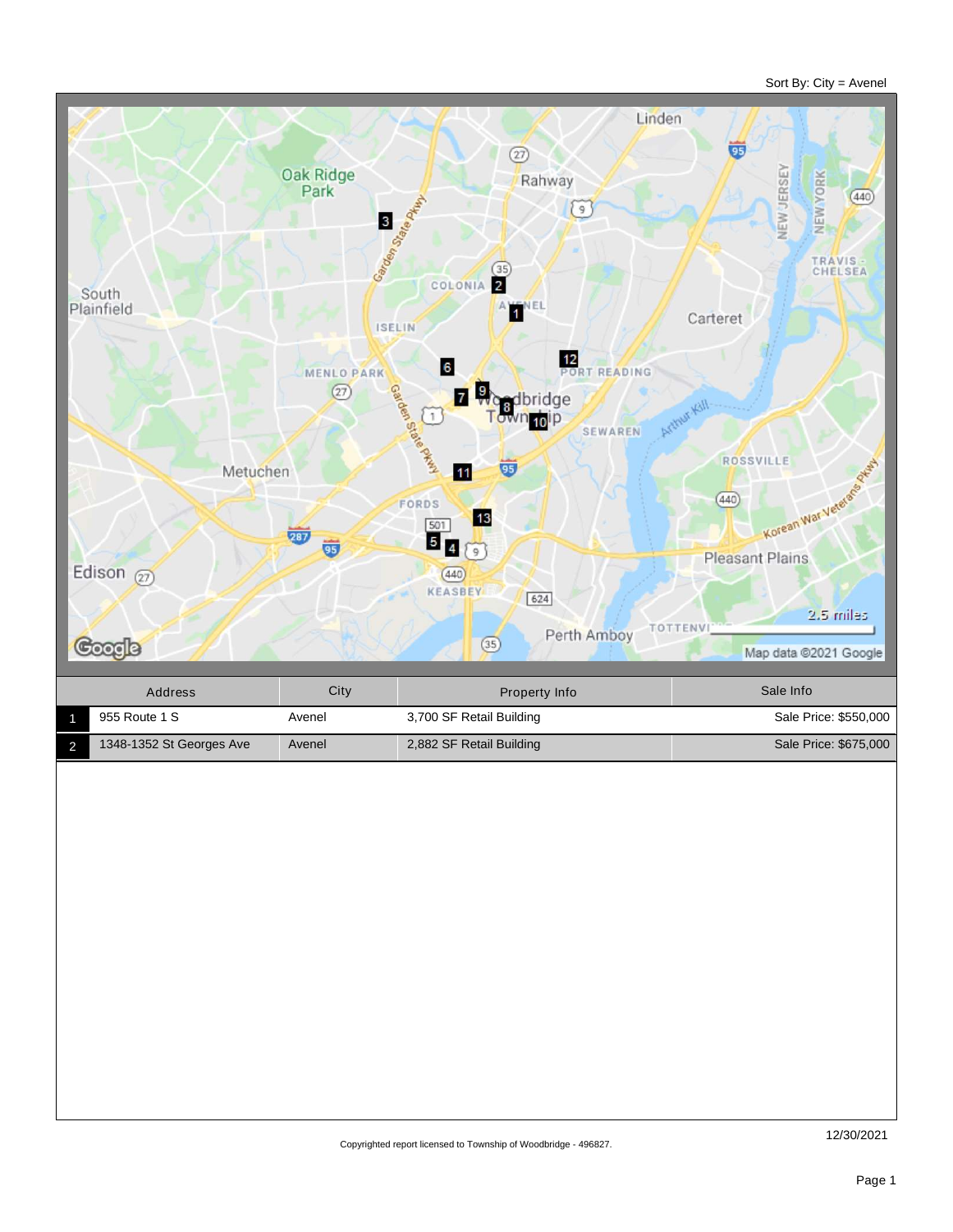Sort By: City = Avenel

| | Address | City | Property Info | Sale Info |
|---|---|---|---|---|
| 1 | 955 Route 1 S | Avenel | 3,700 SF Retail Building | Sale Price: $550,000 |
| 2 | 1348-1352 St Georges Ave | Avenel | 2,882 SF Retail Building | Sale Price: $675,000 |

Copyrighted report licensed to Township of Woodbridge - 496827.

12/30/2021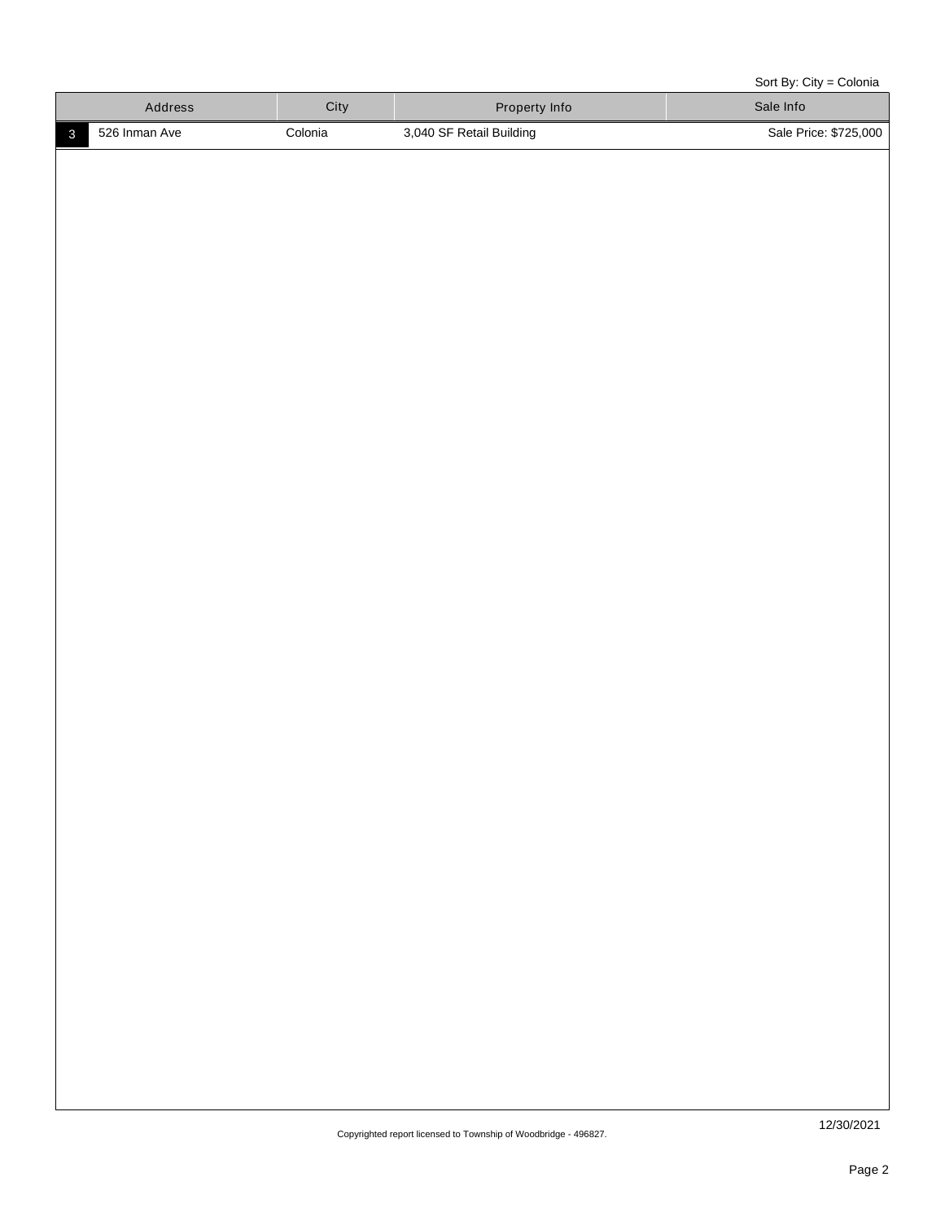Sort By: City = Colonia

| | Address | City | Property Info | Sale Info |
|---|---|---|---|---|
| 3 | 526 Inman Ave | Colonia | 3,040 SF Retail Building | Sale Price: $725,000 |

12/30/2021

Copyrighted report licensed to Township of Woodbridge - 496827.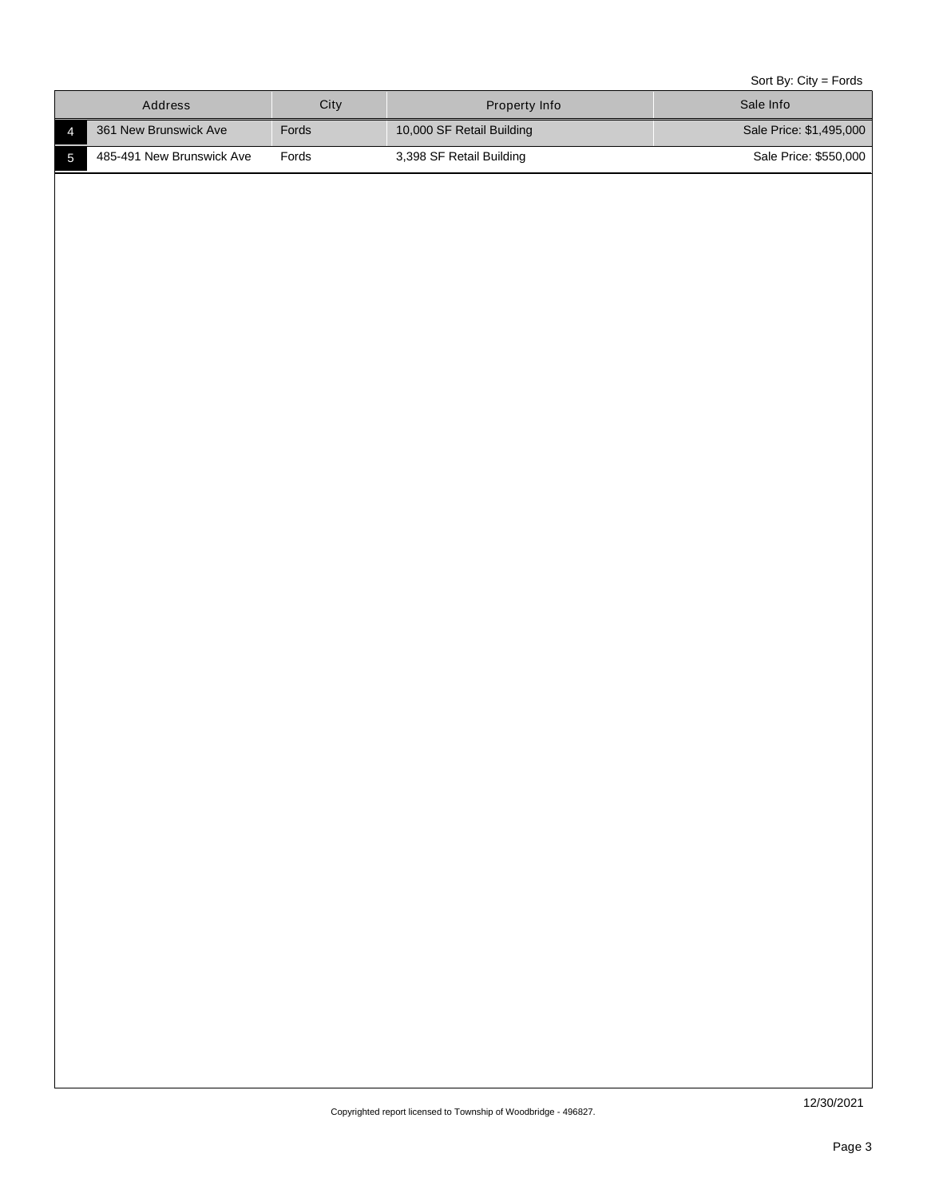Sort By: City = Fords

| | Address | City | Property Info | Sale Info |
|---|---|---|---|---|
| 4 | 361 New Brunswick Ave | Fords | 10,000 SF Retail Building | Sale Price: $1,495,000 |
| 5 | 485-491 New Brunswick Ave | Fords | 3,398 SF Retail Building | Sale Price: $550,000 |

12/30/2021

Copyrighted report licensed to Township of Woodbridge - 496827.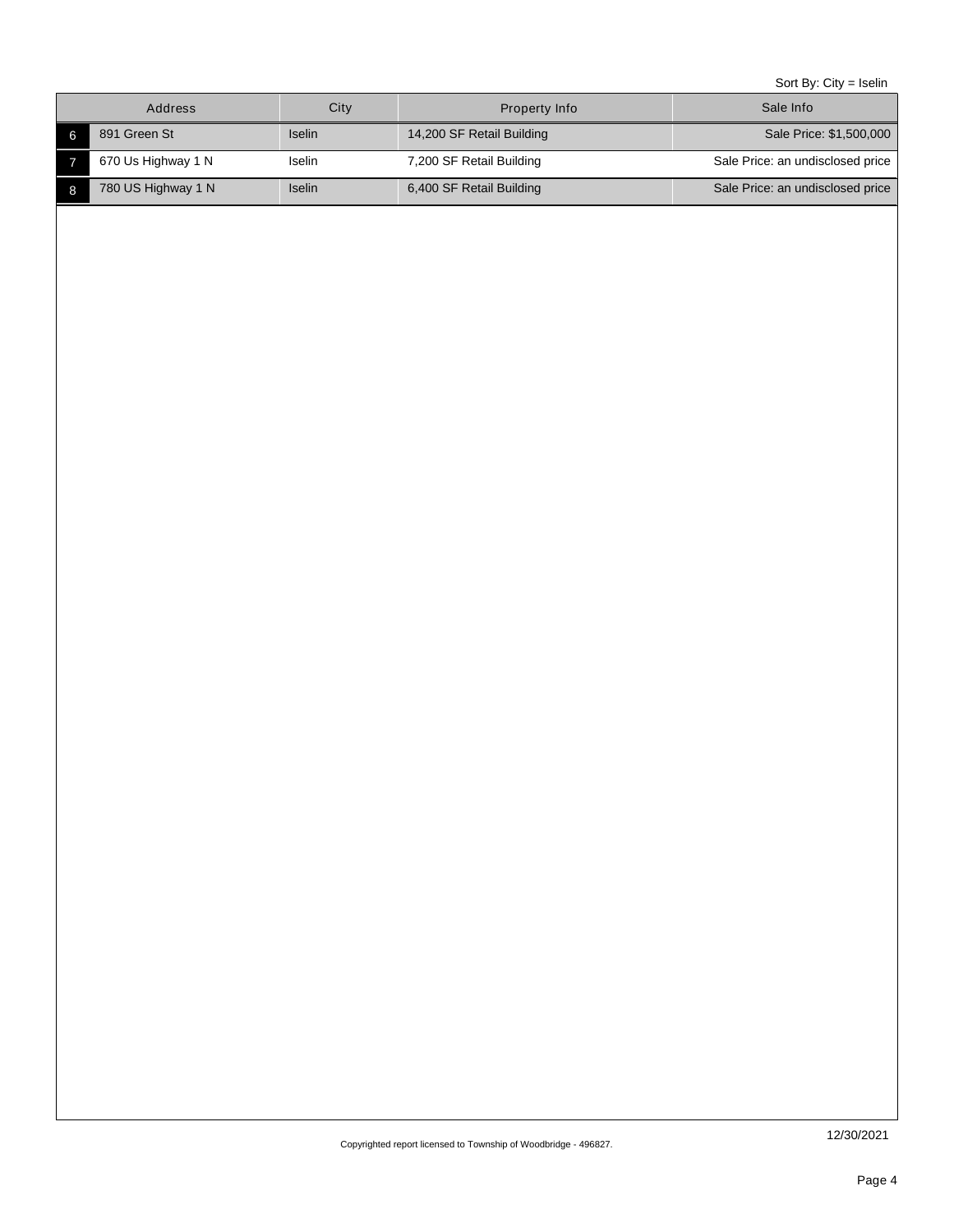Sort By: City = Iselin

| | Address | City | Property Info | Sale Info |
|---|---|---|---|---|
| 6 | 891 Green St | Iselin | 14,200 SF Retail Building | Sale Price: $1,500,000 |
| 7 | 670 Us Highway 1 N | Iselin | 7,200 SF Retail Building | Sale Price: an undisclosed price |
| 8 | 780 US Highway 1 N | Iselin | 6,400 SF Retail Building | Sale Price: an undisclosed price |

Copyrighted report licensed to Township of Woodbridge - 496827.

12/30/2021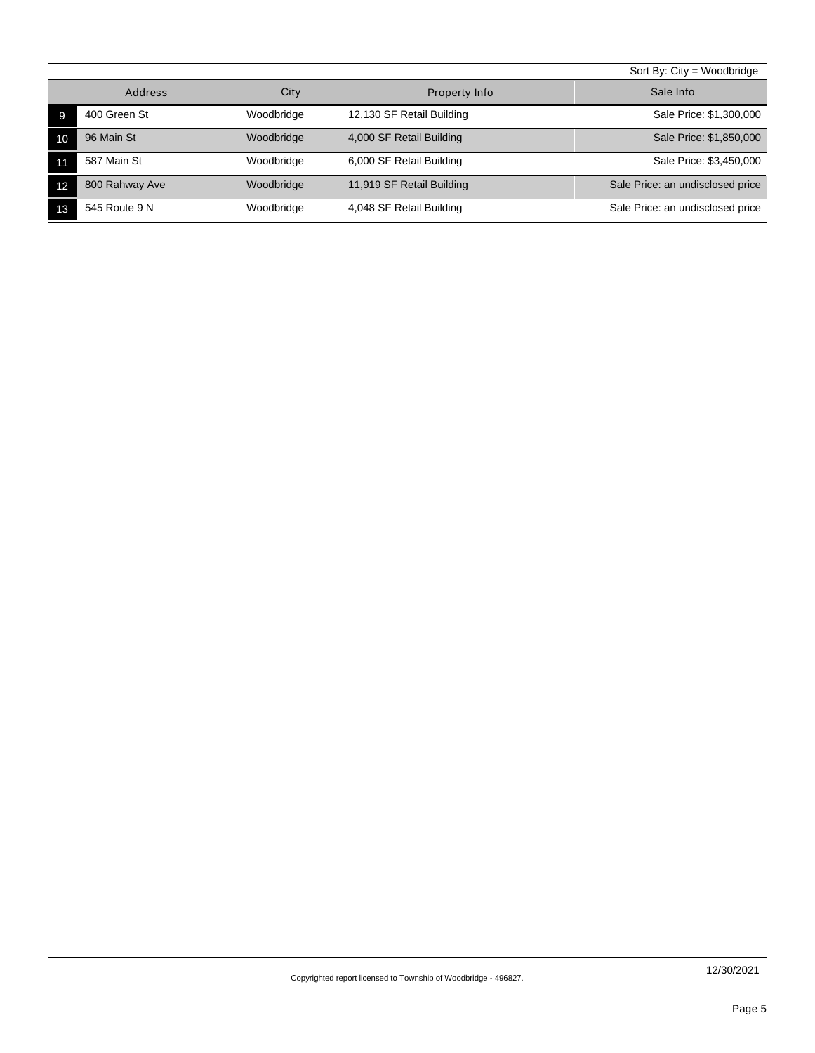Sort By: City = Woodbridge

| | Address | City | Property Info | Sale Info |
|---|---|---|---|---|
| 9 | 400 Green St | Woodbridge | 12,130 SF Retail Building | Sale Price: $1,300,000 |
| 10 | 96 Main St | Woodbridge | 4,000 SF Retail Building | Sale Price: $1,850,000 |
| 11 | 587 Main St | Woodbridge | 6,000 SF Retail Building | Sale Price: $3,450,000 |
| 12 | 800 Rahway Ave | Woodbridge | 11,919 SF Retail Building | Sale Price: an undisclosed price |
| 13 | 545 Route 9 N | Woodbridge | 4,048 SF Retail Building | Sale Price: an undisclosed price |

Copyrighted report licensed to Township of Woodbridge - 496827.

12/30/2021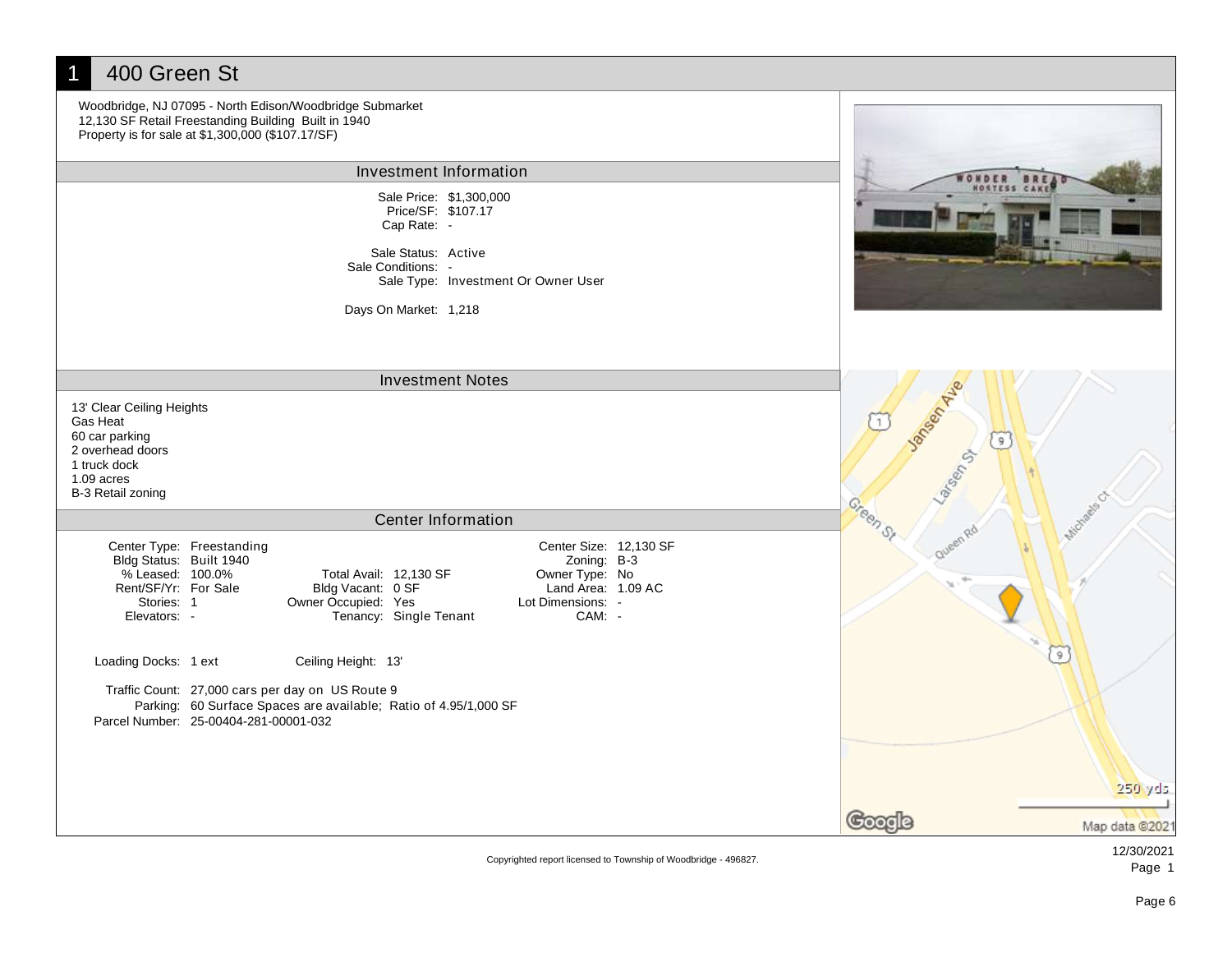# 1 400 Green St

Woodbridge, NJ 07095 - North Edison/Woodbridge Submarket
12,130 SF Retail Freestanding Building Built in 1940
Property is for sale at $1,300,000 ($107.17/SF)

## Investment Information

Sale Price: $1,300,000
Price/SF: $107.17
Cap Rate: -

Sale Status: Active
Sale Conditions: -
Sale Type: Investment Or Owner User

Days On Market: 1,218

## Investment Notes

13' Clear Ceiling Heights
Gas Heat
60 car parking
2 overhead doors
1 truck dock
1.09 acres
B-3 Retail zoning

## Center Information

| | | | | | |
|---|---|---|---|---|---|
| Center Type: | Freestanding | | | Center Size: | 12,130 SF |
| Bldg Status: | Built 1940 | | | Zoning: | B-3 |
| % Leased: | 100.0% | Total Avail: | 12,130 SF | Owner Type: | No |
| Rent/SF/Yr: | For Sale | Bldg Vacant: | 0 SF | Land Area: | 1.09 AC |
| Stories: | 1 | Owner Occupied: | Yes | Lot Dimensions: | - |
| Elevators: | - | Tenancy: | Single Tenant | CAM: | - |

Loading Docks: 1 ext    Ceiling Height: 13'

Traffic Count: 27,000 cars per day on US Route 9
Parking: 60 Surface Spaces are available; Ratio of 4.95/1,000 SF
Parcel Number: 25-00404-281-00001-032

Copyrighted report licensed to Township of Woodbridge - 496827.

12/30/2021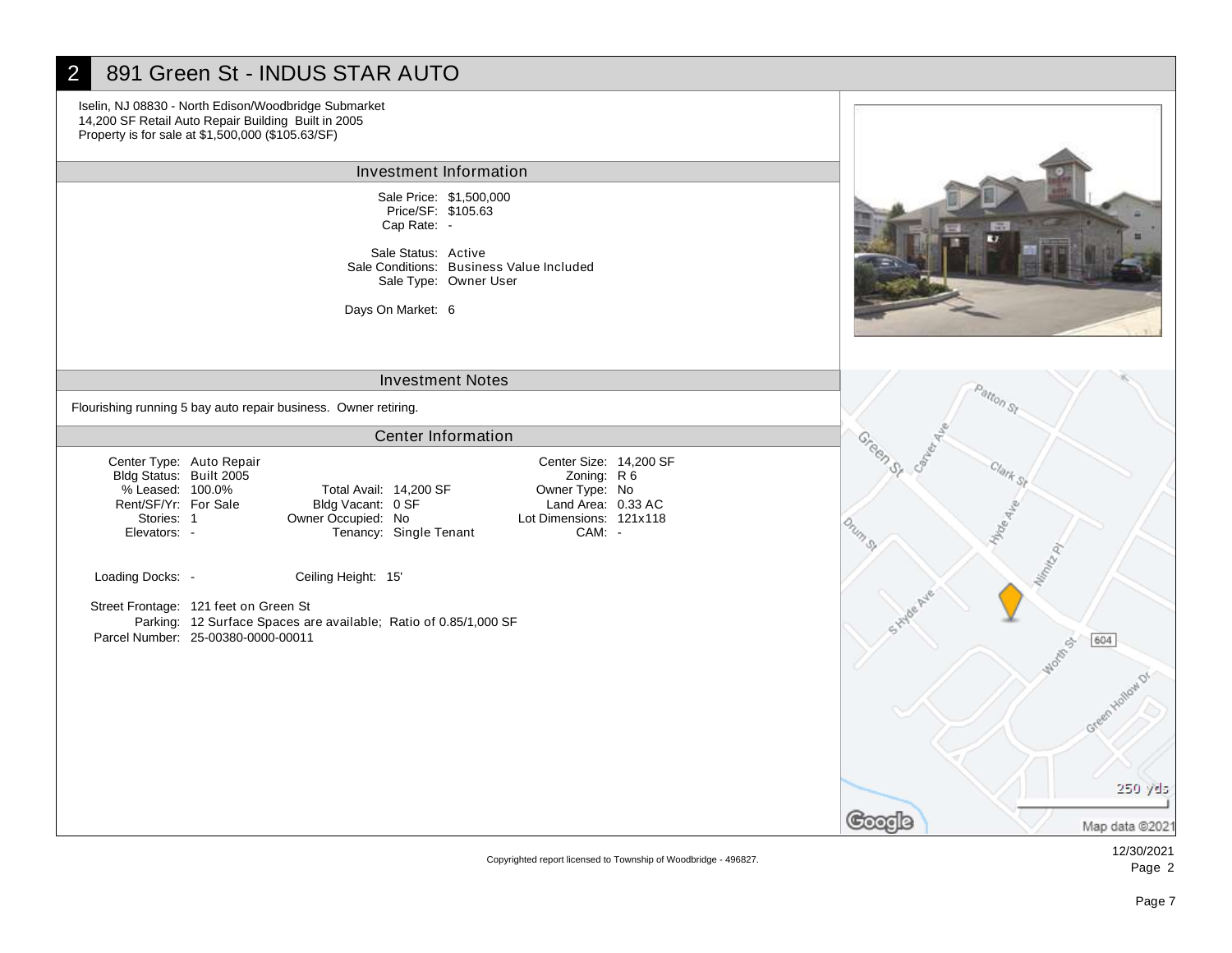## 2 891 Green St - INDUS STAR AUTO

Iselin, NJ 08830 - North Edison/Woodbridge Submarket
14,200 SF Retail Auto Repair Building Built in 2005
Property is for sale at $1,500,000 ($105.63/SF)

### Investment Information

Sale Price: $1,500,000
Price/SF: $105.63
Cap Rate: -

Sale Status: Active
Sale Conditions: Business Value Included
Sale Type: Owner User

Days On Market: 6

### Investment Notes

Flourishing running 5 bay auto repair business. Owner retiring.

### Center Information

| | | | | | |
|---|---|---|---|---|---|
| Center Type: | Auto Repair | | | Center Size: | 14,200 SF |
| Bldg Status: | Built 2005 | | | Zoning: | R 6 |
| % Leased: | 100.0% | Total Avail: | 14,200 SF | Owner Type: | No |
| Rent/SF/Yr: | For Sale | Bldg Vacant: | 0 SF | Land Area: | 0.33 AC |
| Stories: | 1 | Owner Occupied: | No | Lot Dimensions: | 121x118 |
| Elevators: | - | Tenancy: | Single Tenant | CAM: | - |

Loading Docks: - Ceiling Height: 15'

Street Frontage: 121 feet on Green St
Parking: 12 Surface Spaces are available; Ratio of 0.85/1,000 SF
Parcel Number: 25-00380-0000-00011

Copyrighted report licensed to Township of Woodbridge - 496827.

12/30/2021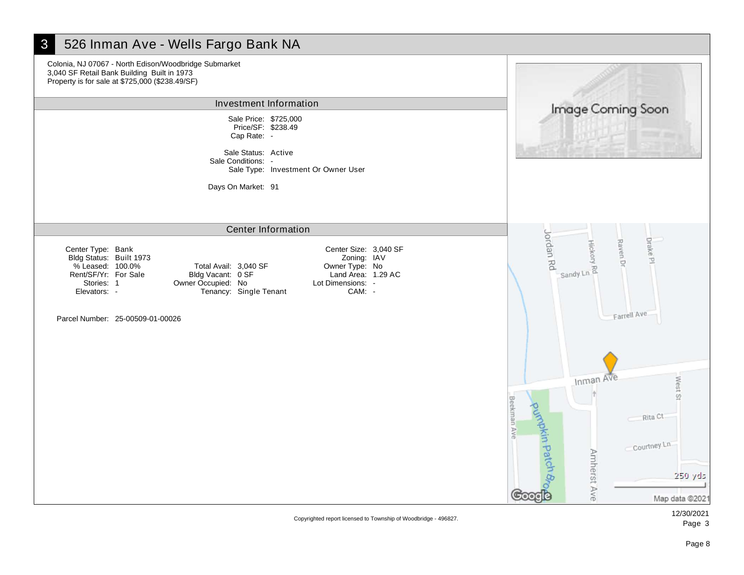# 3 526 Inman Ave - Wells Fargo Bank NA

Colonia, NJ 07067 - North Edison/Woodbridge Submarket
3,040 SF Retail Bank Building Built in 1973
Property is for sale at $725,000 ($238.49/SF)

## Investment Information

Sale Price: $725,000
Price/SF: $238.49
Cap Rate: -

Sale Status: Active
Sale Conditions: -
Sale Type: Investment Or Owner User

Days On Market: 91

## Center Information

| | | | | | |
|---|---|---|---|---|---|
| Center Type: | Bank | | | Center Size: | 3,040 SF |
| Bldg Status: | Built 1973 | | | Zoning: | IAV |
| % Leased: | 100.0% | Total Avail: | 3,040 SF | Owner Type: | No |
| Rent/SF/Yr: | For Sale | Bldg Vacant: | 0 SF | Land Area: | 1.29 AC |
| Stories: | 1 | Owner Occupied: | No | Lot Dimensions: | - |
| Elevators: | - | Tenancy: | Single Tenant | CAM: | - |

Parcel Number: 25-00509-01-00026

Copyrighted report licensed to Township of Woodbridge - 496827.

12/30/2021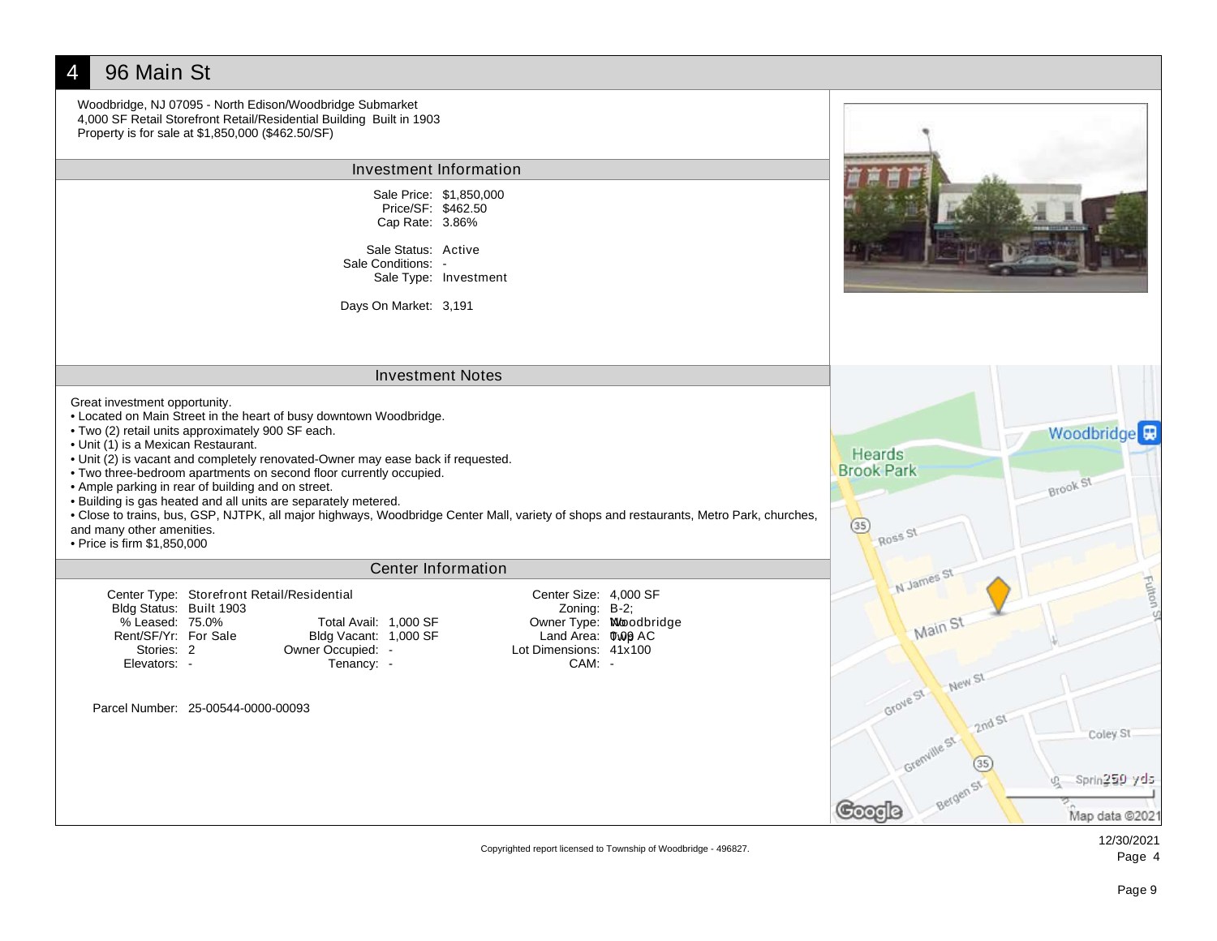# 4 96 Main St

Woodbridge, NJ 07095 - North Edison/Woodbridge Submarket
4,000 SF Retail Storefront Retail/Residential Building Built in 1903
Property is for sale at $1,850,000 ($462.50/SF)

## Investment Information

Sale Price: $1,850,000
Price/SF: $462.50
Cap Rate: 3.86%

Sale Status: Active
Sale Conditions: -
Sale Type: Investment

Days On Market: 3,191

## Investment Notes

Great investment opportunity.

- Located on Main Street in the heart of busy downtown Woodbridge.
- Two (2) retail units approximately 900 SF each.
- Unit (1) is a Mexican Restaurant.
- Unit (2) is vacant and completely renovated-Owner may ease back if requested.
- Two three-bedroom apartments on second floor currently occupied.
- Ample parking in rear of building and on street.
- Building is gas heated and all units are separately metered.
- Close to trains, bus, GSP, NJTPK, all major highways, Woodbridge Center Mall, variety of shops and restaurants, Metro Park, churches, and many other amenities.
- Price is firm $1,850,000

## Center Information

Center Type: Storefront Retail/Residential
Bldg Status: Built 1903
% Leased: 75.0%
Rent/SF/Yr: For Sale
Stories: 2
Elevators: -

Total Avail: 1,000 SF
Bldg Vacant: 1,000 SF
Owner Occupied: -
Tenancy: -

Center Size: 4,000 SF
Zoning: B-2; Woodbridge Twp
Owner Type: -
Land Area: 0.09 AC
Lot Dimensions: 41x100
CAM: -

Parcel Number: 25-00544-0000-00093

Copyrighted report licensed to Township of Woodbridge - 496827.

12/30/2021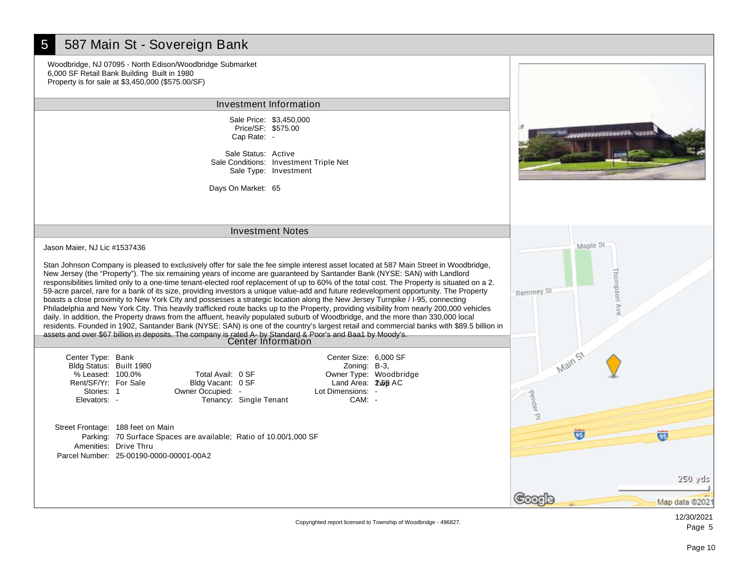# 5 587 Main St - Sovereign Bank

Woodbridge, NJ 07095 - North Edison/Woodbridge Submarket
6,000 SF Retail Bank Building Built in 1980
Property is for sale at $3,450,000 ($575.00/SF)

## Investment Information

Sale Price: $3,450,000
Price/SF: $575.00
Cap Rate: -

Sale Status: Active
Sale Conditions: Investment Triple Net
Sale Type: Investment

Days On Market: 65

## Investment Notes

Jason Maier, NJ Lic #1537436

Stan Johnson Company is pleased to exclusively offer for sale the fee simple interest asset located at 587 Main Street in Woodbridge, New Jersey (the "Property"). The six remaining years of income are guaranteed by Santander Bank (NYSE: SAN) with Landlord responsibilities limited only to a one-time tenant-elected roof replacement of up to 60% of the total cost. The Property is situated on a 2.59-acre parcel, rare for a bank of its size, providing investors a unique value-add and future redevelopment opportunity. The Property boasts a close proximity to New York City and possesses a strategic location along the New Jersey Turnpike / I-95, connecting Philadelphia and New York City. This heavily trafficked route backs up to the Property, providing visibility from nearly 200,000 vehicles daily. In addition, the Property draws from the affluent, heavily populated suburb of Woodbridge, and the more than 330,000 local residents. Founded in 1902, Santander Bank (NYSE: SAN) is one of the country's largest retail and commercial banks with $89.5 billion in assets and over $67 billion in deposits. The company is rated A- by Standard & Poor's and Baa1 by Moody's.

## Center Information

| | | | | | |
|---|---|---|---|---|---|
| Center Type: | Bank | | | Center Size: | 6,000 SF |
| Bldg Status: | Built 1980 | | | Zoning: | B-3, |
| % Leased: | 100.0% | Total Avail: | 0 SF | Owner Type: | Woodbridge Twp |
| Rent/SF/Yr: | For Sale | Bldg Vacant: | 0 SF | Land Area: | 2.59 AC |
| Stories: | 1 | Owner Occupied: | - | Lot Dimensions: | - |
| Elevators: | - | Tenancy: | Single Tenant | CAM: | - |

Street Frontage: 188 feet on Main
Parking: 70 Surface Spaces are available; Ratio of 10.00/1,000 SF
Amenities: Drive Thru
Parcel Number: 25-00190-0000-00001-00A2

Copyrighted report licensed to Township of Woodbridge - 496827.

12/30/2021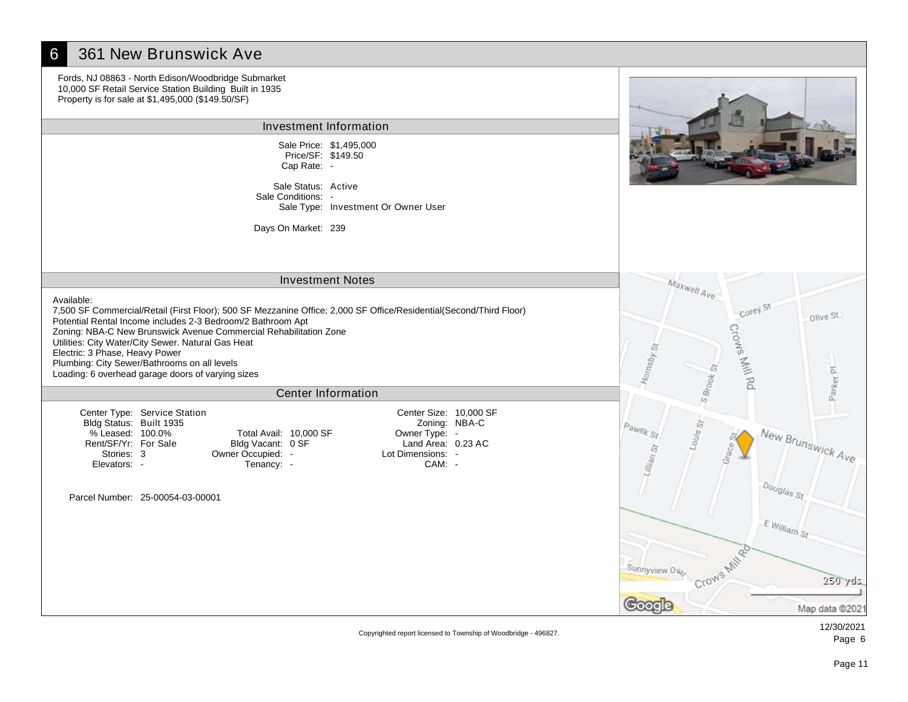# 6 361 New Brunswick Ave

Fords, NJ 08863 - North Edison/Woodbridge Submarket
10,000 SF Retail Service Station Building Built in 1935
Property is for sale at $1,495,000 ($149.50/SF)

## Investment Information

Sale Price: $1,495,000
Price/SF: $149.50
Cap Rate: -

Sale Status: Active
Sale Conditions: -
Sale Type: Investment Or Owner User

Days On Market: 239

## Investment Notes

Available:
7,500 SF Commercial/Retail (First Floor); 500 SF Mezzanine Office; 2,000 SF Office/Residential(Second/Third Floor)
Potential Rental Income includes 2-3 Bedroom/2 Bathroom Apt
Zoning: NBA-C New Brunswick Avenue Commercial Rehabilitation Zone
Utilities: City Water/City Sewer. Natural Gas Heat
Electric: 3 Phase, Heavy Power
Plumbing: City Sewer/Bathrooms on all levels
Loading: 6 overhead garage doors of varying sizes

## Center Information

| | | | | | |
|---|---|---|---|---|---|
| Center Type: | Service Station | | | Center Size: | 10,000 SF |
| Bldg Status: | Built 1935 | | | Zoning: | NBA-C |
| % Leased: | 100.0% | Total Avail: | 10,000 SF | Owner Type: | - |
| Rent/SF/Yr: | For Sale | Bldg Vacant: | 0 SF | Land Area: | 0.23 AC |
| Stories: | 3 | Owner Occupied: | - | Lot Dimensions: | - |
| Elevators: | - | Tenancy: | - | CAM: | - |

Parcel Number: 25-00054-03-00001

Copyrighted report licensed to Township of Woodbridge - 496827.

12/30/2021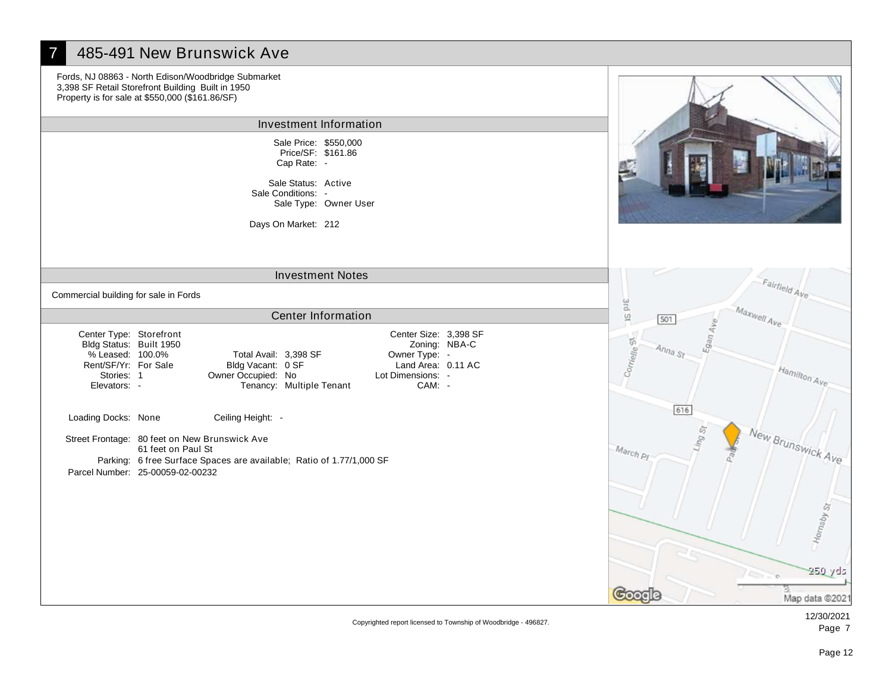# 7 485-491 New Brunswick Ave

Fords, NJ 08863 - North Edison/Woodbridge Submarket
3,398 SF Retail Storefront Building Built in 1950
Property is for sale at $550,000 ($161.86/SF)

## Investment Information

Sale Price: $550,000
Price/SF: $161.86
Cap Rate: -

Sale Status: Active
Sale Conditions: -
Sale Type: Owner User

Days On Market: 212

## Investment Notes

Commercial building for sale in Fords

## Center Information

| | | | | | |
|---|---|---|---|---|---|
| Center Type: | Storefront | | | Center Size: | 3,398 SF |
| Bldg Status: | Built 1950 | | | Zoning: | NBA-C |
| % Leased: | 100.0% | Total Avail: | 3,398 SF | Owner Type: | - |
| Rent/SF/Yr: | For Sale | Bldg Vacant: | 0 SF | Land Area: | 0.11 AC |
| Stories: | 1 | Owner Occupied: | No | Lot Dimensions: | - |
| Elevators: | - | Tenancy: | Multiple Tenant | CAM: | - |

Loading Docks: None    Ceiling Height: -

Street Frontage: 80 feet on New Brunswick Ave
61 feet on Paul St
Parking: 6 free Surface Spaces are available; Ratio of 1.77/1,000 SF
Parcel Number: 25-00059-02-00232

Copyrighted report licensed to Township of Woodbridge - 496827.

12/30/2021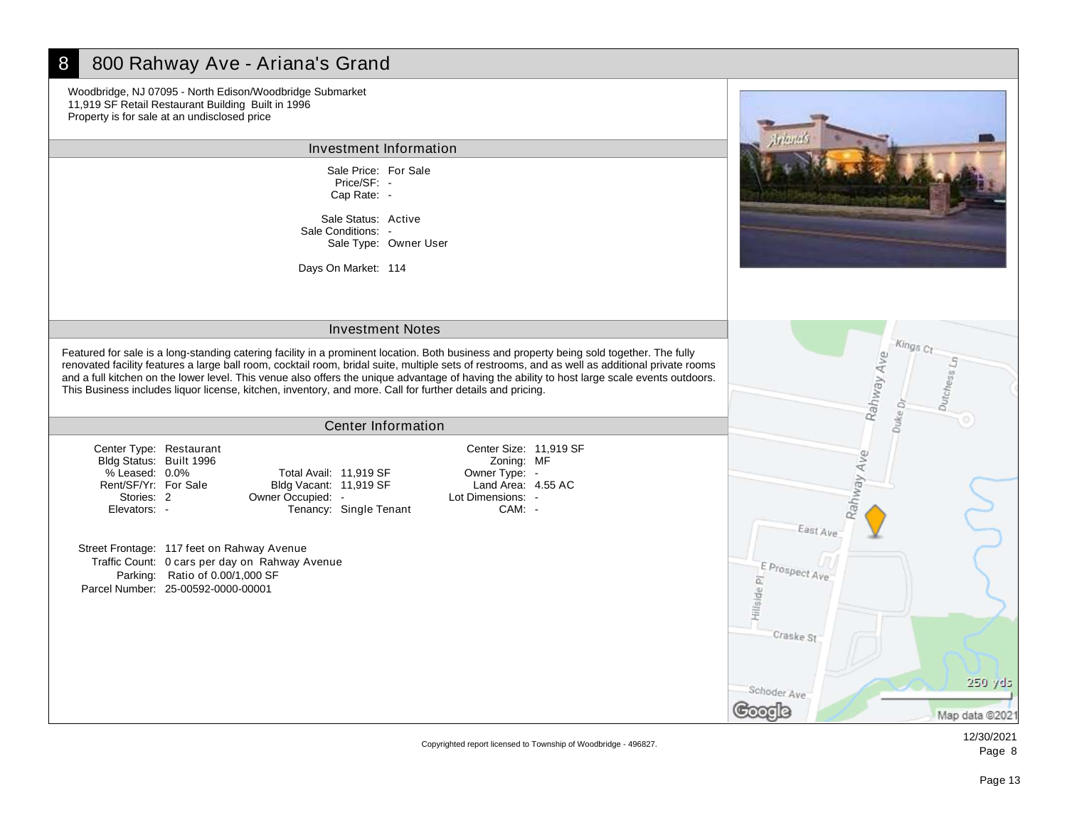# 8 800 Rahway Ave - Ariana's Grand

Woodbridge, NJ 07095 - North Edison/Woodbridge Submarket
11,919 SF Retail Restaurant Building Built in 1996
Property is for sale at an undisclosed price

## Investment Information

Sale Price: For Sale
Price/SF: -
Cap Rate: -

Sale Status: Active
Sale Conditions: -
Sale Type: Owner User

Days On Market: 114

## Investment Notes

Featured for sale is a long-standing catering facility in a prominent location. Both business and property being sold together. The fully renovated facility features a large ball room, cocktail room, bridal suite, multiple sets of restrooms, and as well as additional private rooms and a full kitchen on the lower level. This venue also offers the unique advantage of having the ability to host large scale events outdoors. This Business includes liquor license, kitchen, inventory, and more. Call for further details and pricing.

## Center Information

| | | | | | |
|---|---|---|---|---|---|
| Center Type: | Restaurant | | | Center Size: | 11,919 SF |
| Bldg Status: | Built 1996 | | | Zoning: | MF |
| % Leased: | 0.0% | Total Avail: | 11,919 SF | Owner Type: | - |
| Rent/SF/Yr: | For Sale | Bldg Vacant: | 11,919 SF | Land Area: | 4.55 AC |
| Stories: | 2 | Owner Occupied: | - | Lot Dimensions: | - |
| Elevators: | - | Tenancy: | Single Tenant | CAM: | - |

Street Frontage: 117 feet on Rahway Avenue
Traffic Count: 0 cars per day on Rahway Avenue
Parking: Ratio of 0.00/1,000 SF
Parcel Number: 25-00592-0000-00001

Copyrighted report licensed to Township of Woodbridge - 496827.

12/30/2021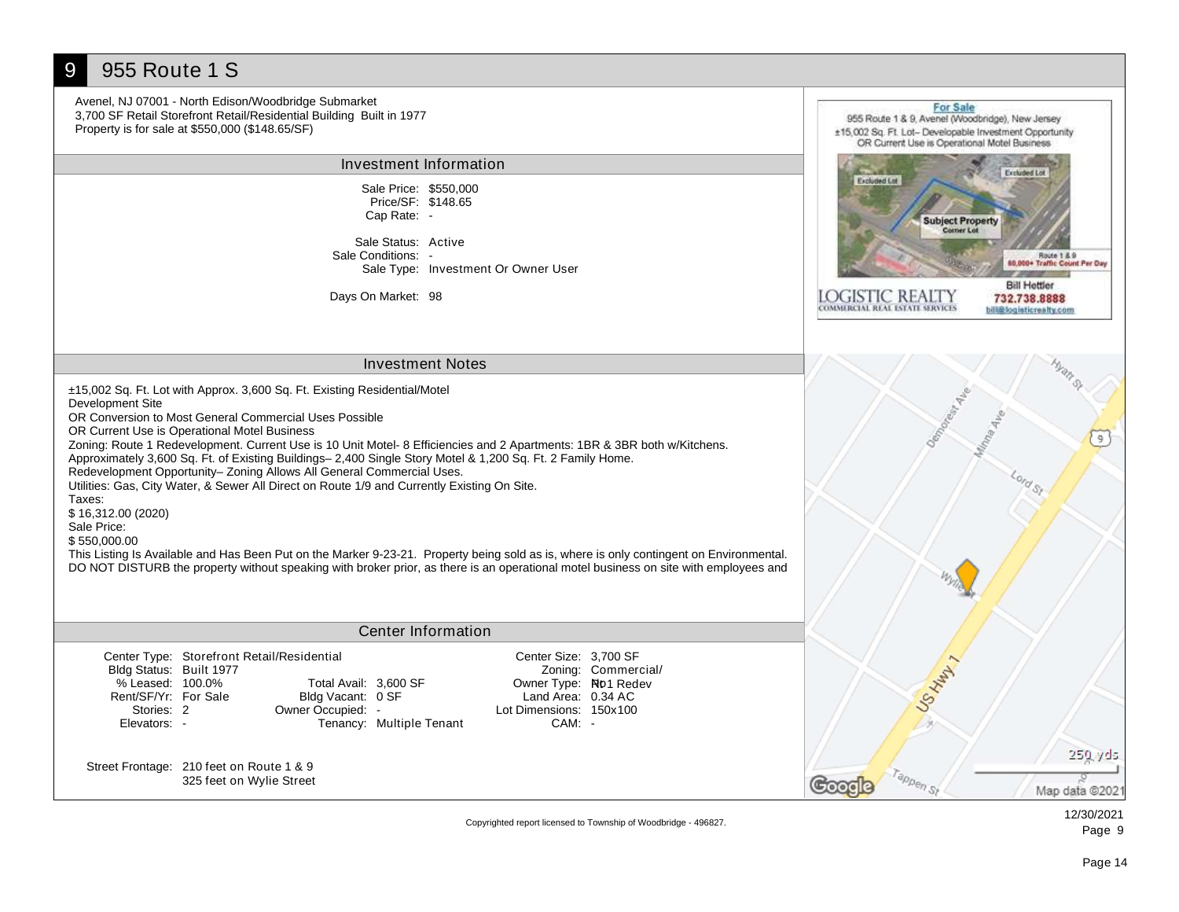# 9 955 Route 1 S

Avenel, NJ 07001 - North Edison/Woodbridge Submarket
3,700 SF Retail Storefront Retail/Residential Building Built in 1977
Property is for sale at $550,000 ($148.65/SF)

## Investment Information

| | |
|---|---|
| Sale Price: | $550,000 |
| Price/SF: | $148.65 |
| Cap Rate: | - |
| Sale Status: | Active |
| Sale Conditions: | - |
| Sale Type: | Investment Or Owner User |
| Days On Market: | 98 |

## Investment Notes

±15,002 Sq. Ft. Lot with Approx. 3,600 Sq. Ft. Existing Residential/Motel
Development Site
OR Conversion to Most General Commercial Uses Possible
OR Current Use is Operational Motel Business
Zoning: Route 1 Redevelopment. Current Use is 10 Unit Motel- 8 Efficiencies and 2 Apartments: 1BR & 3BR both w/Kitchens.
Approximately 3,600 Sq. Ft. of Existing Buildings– 2,400 Single Story Motel & 1,200 Sq. Ft. 2 Family Home.
Redevelopment Opportunity– Zoning Allows All General Commercial Uses.
Utilities: Gas, City Water, & Sewer All Direct on Route 1/9 and Currently Existing On Site.
Taxes:
$ 16,312.00 (2020)
Sale Price:
$ 550,000.00
This Listing Is Available and Has Been Put on the Marker 9-23-21. Property being sold as is, where is only contingent on Environmental.
DO NOT DISTURB the property without speaking with broker prior, as there is an operational motel business on site with employees and

## Center Information

| | | | | | |
|---|---|---|---|---|---|
| Center Type: | Storefront Retail/Residential | | | Center Size: | 3,700 SF |
| Bldg Status: | Built 1977 | | | Zoning: | Commercial/ |
| % Leased: | 100.0% | Total Avail: | 3,600 SF | Owner Type: | Rt01 Redev |
| Rent/SF/Yr: | For Sale | Bldg Vacant: | 0 SF | Land Area: | 0.34 AC |
| Stories: | 2 | Owner Occupied: | - | Lot Dimensions: | 150x100 |
| Elevators: | - | Tenancy: | Multiple Tenant | CAM: | - |

Street Frontage: 210 feet on Route 1 & 9
325 feet on Wylie Street

Copyrighted report licensed to Township of Woodbridge - 496827.

12/30/2021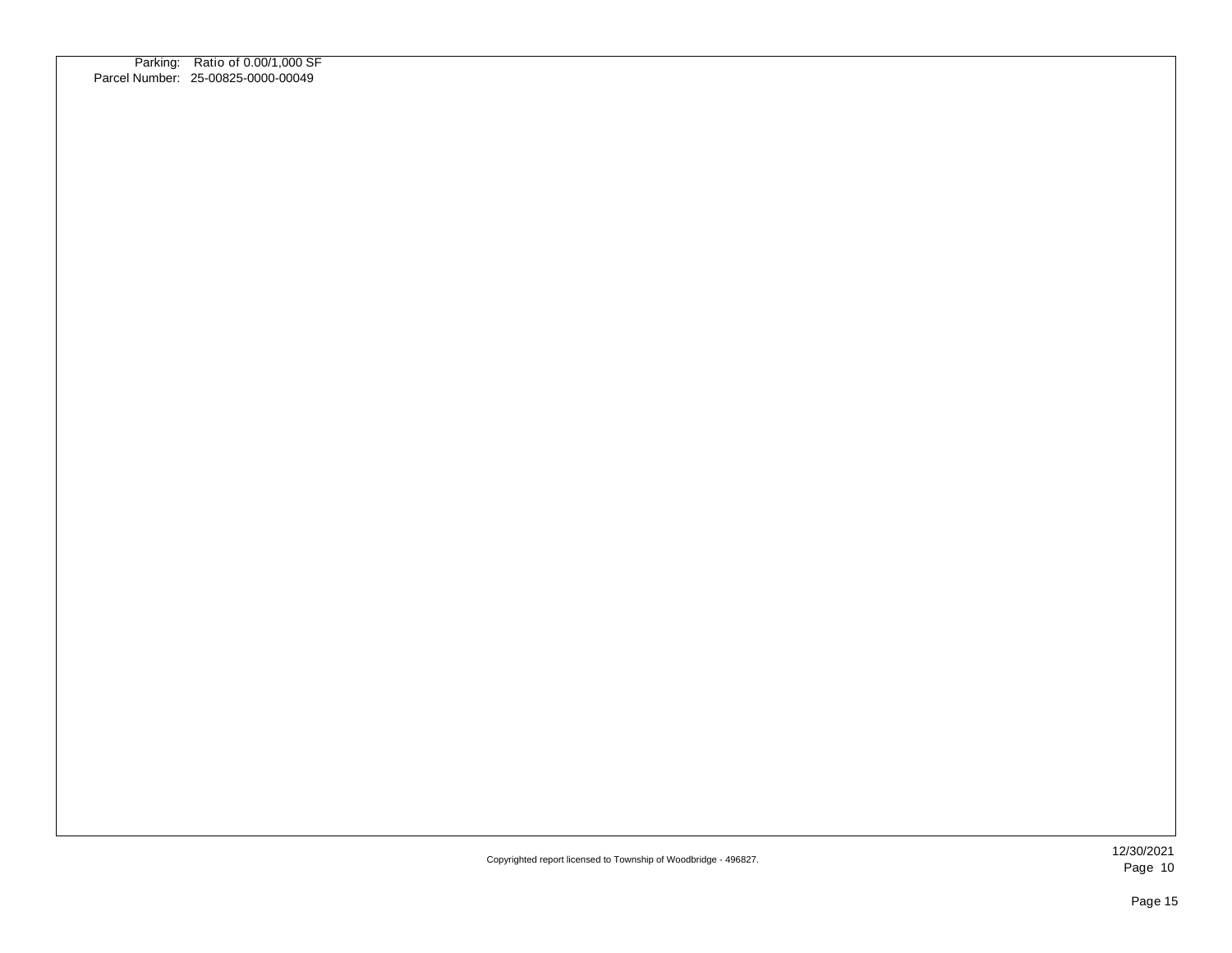Parking: Ratio of 0.00/1,000 SF
Parcel Number: 25-00825-0000-00049

Copyrighted report licensed to Township of Woodbridge - 496827.

12/30/2021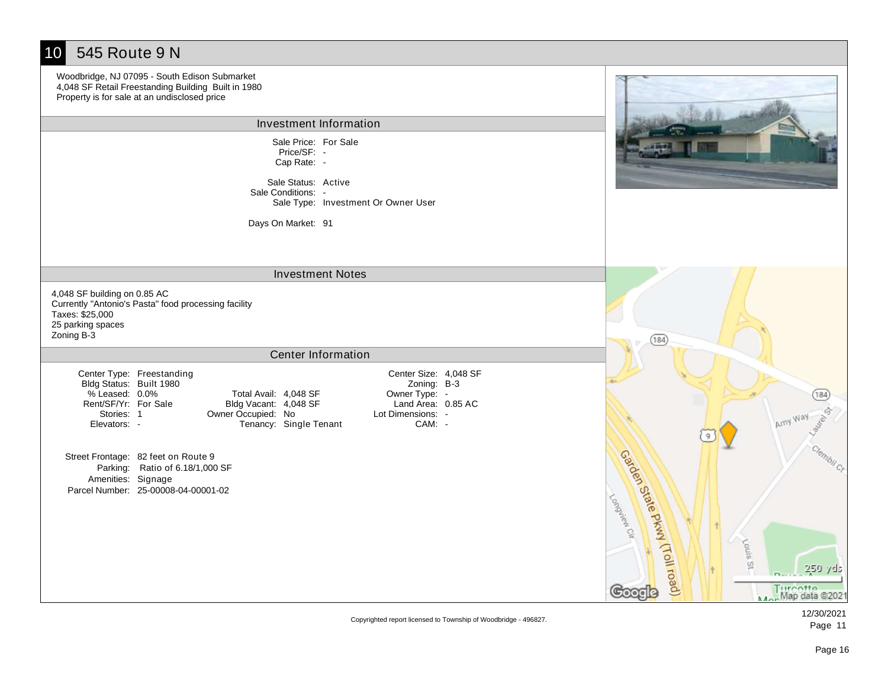# 10 545 Route 9 N

Woodbridge, NJ 07095 - South Edison Submarket
4,048 SF Retail Freestanding Building Built in 1980
Property is for sale at an undisclosed price

## Investment Information

Sale Price: For Sale
Price/SF: -
Cap Rate: -

Sale Status: Active
Sale Conditions: -
Sale Type: Investment Or Owner User

Days On Market: 91

## Investment Notes

4,048 SF building on 0.85 AC
Currently "Antonio's Pasta" food processing facility
Taxes: $25,000
25 parking spaces
Zoning B-3

## Center Information

| | | | | | |
|---|---|---|---|---|---|
| Center Type: | Freestanding | | | Center Size: | 4,048 SF |
| Bldg Status: | Built 1980 | | | Zoning: | B-3 |
| % Leased: | 0.0% | Total Avail: | 4,048 SF | Owner Type: | - |
| Rent/SF/Yr: | For Sale | Bldg Vacant: | 4,048 SF | Land Area: | 0.85 AC |
| Stories: | 1 | Owner Occupied: | No | Lot Dimensions: | - |
| Elevators: | - | Tenancy: | Single Tenant | CAM: | - |

Street Frontage: 82 feet on Route 9
Parking: Ratio of 6.18/1,000 SF
Amenities: Signage
Parcel Number: 25-00008-04-00001-02

Copyrighted report licensed to Township of Woodbridge - 496827.

12/30/2021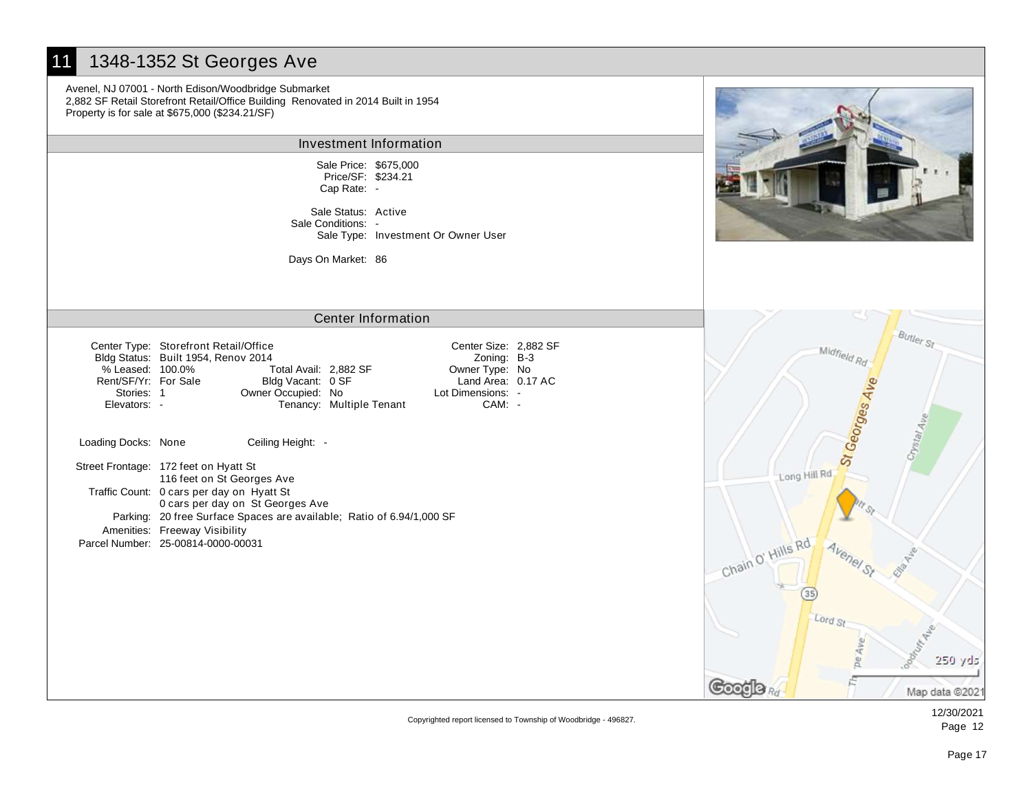# 11 1348-1352 St Georges Ave

Avenel, NJ 07001 - North Edison/Woodbridge Submarket
2,882 SF Retail Storefront Retail/Office Building Renovated in 2014 Built in 1954
Property is for sale at $675,000 ($234.21/SF)

## Investment Information

Sale Price: $675,000
Price/SF: $234.21
Cap Rate: -

Sale Status: Active
Sale Conditions: -
Sale Type: Investment Or Owner User

Days On Market: 86

## Center Information

| | | | | | |
|---|---|---|---|---|---|
| Center Type: | Storefront Retail/Office | | | Center Size: | 2,882 SF |
| Bldg Status: | Built 1954, Renov 2014 | | | Zoning: | B-3 |
| % Leased: | 100.0% | Total Avail: | 2,882 SF | Owner Type: | No |
| Rent/SF/Yr: | For Sale | Bldg Vacant: | 0 SF | Land Area: | 0.17 AC |
| Stories: | 1 | Owner Occupied: | No | Lot Dimensions: | - |
| Elevators: | - | Tenancy: | Multiple Tenant | CAM: | - |

Loading Docks: None
Ceiling Height: -

Street Frontage: 172 feet on Hyatt St
116 feet on St Georges Ave
Traffic Count: 0 cars per day on Hyatt St
0 cars per day on St Georges Ave
Parking: 20 free Surface Spaces are available; Ratio of 6.94/1,000 SF
Amenities: Freeway Visibility
Parcel Number: 25-00814-0000-00031

Copyrighted report licensed to Township of Woodbridge - 496827.

12/30/2021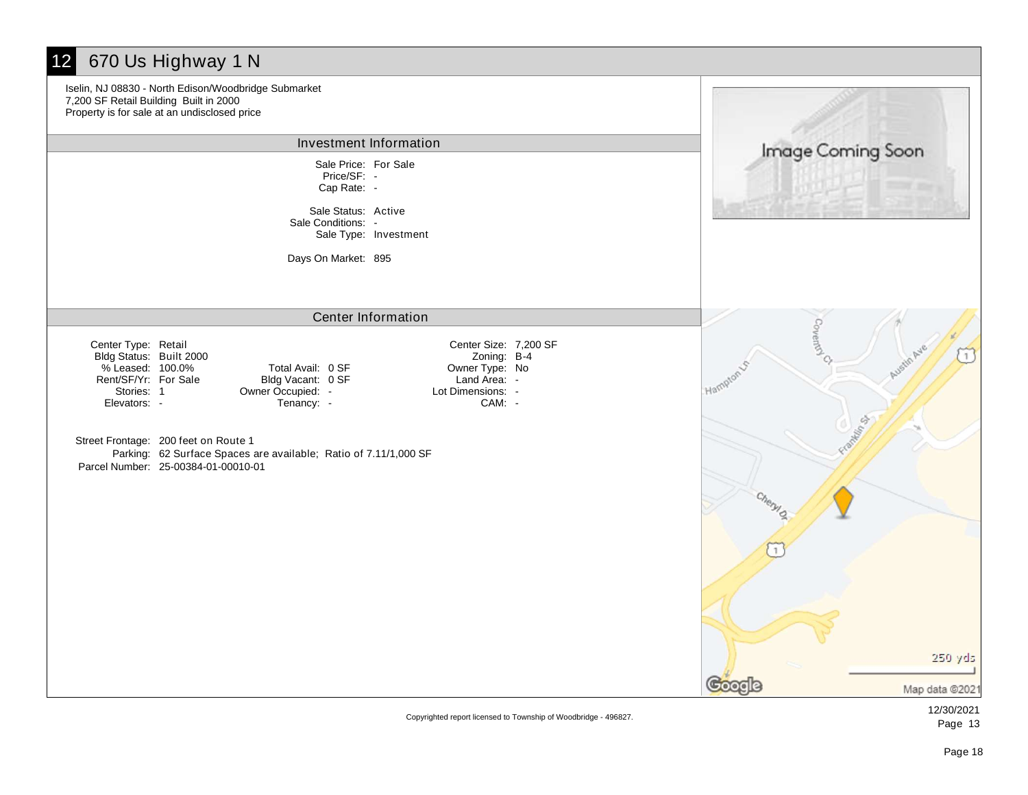# 12 670 Us Highway 1 N

Iselin, NJ 08830 - North Edison/Woodbridge Submarket
7,200 SF Retail Building Built in 2000
Property is for sale at an undisclosed price

## Investment Information

Sale Price: For Sale
Price/SF: -
Cap Rate: -

Sale Status: Active
Sale Conditions: -
Sale Type: Investment

Days On Market: 895

## Center Information

| | | | | | |
|---|---|---|---|---|---|
| Center Type: | Retail | | | Center Size: | 7,200 SF |
| Bldg Status: | Built 2000 | | | Zoning: | B-4 |
| % Leased: | 100.0% | Total Avail: | 0 SF | Owner Type: | No |
| Rent/SF/Yr: | For Sale | Bldg Vacant: | 0 SF | Land Area: | - |
| Stories: | 1 | Owner Occupied: | - | Lot Dimensions: | - |
| Elevators: | - | Tenancy: | - | CAM: | - |

Street Frontage: 200 feet on Route 1
Parking: 62 Surface Spaces are available; Ratio of 7.11/1,000 SF
Parcel Number: 25-00384-01-00010-01

Copyrighted report licensed to Township of Woodbridge - 496827.

12/30/2021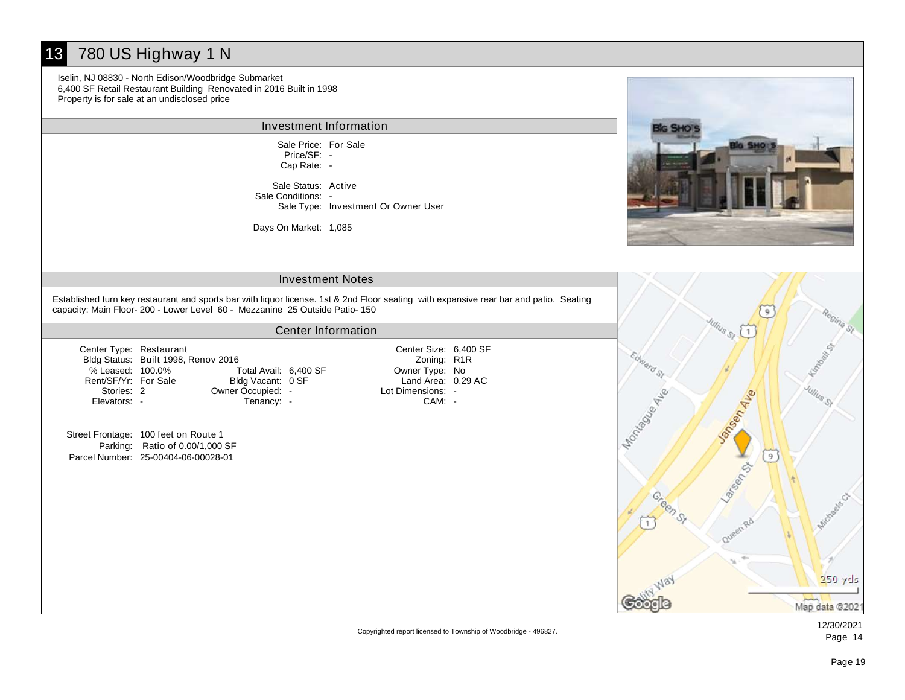# 13 780 US Highway 1 N

Iselin, NJ 08830 - North Edison/Woodbridge Submarket
6,400 SF Retail Restaurant Building Renovated in 2016 Built in 1998
Property is for sale at an undisclosed price

## Investment Information

Sale Price: For Sale
Price/SF: -
Cap Rate: -

Sale Status: Active
Sale Conditions: -
Sale Type: Investment Or Owner User

Days On Market: 1,085

## Investment Notes

Established turn key restaurant and sports bar with liquor license. 1st & 2nd Floor seating with expansive rear bar and patio. Seating capacity: Main Floor- 200 - Lower Level 60 - Mezzanine 25 Outside Patio- 150

## Center Information

| | | | | | |
|---|---|---|---|---|---|
| Center Type: | Restaurant | | | Center Size: | 6,400 SF |
| Bldg Status: | Built 1998, Renov 2016 | | | Zoning: | R1R |
| % Leased: | 100.0% | Total Avail: | 6,400 SF | Owner Type: | No |
| Rent/SF/Yr: | For Sale | Bldg Vacant: | 0 SF | Land Area: | 0.29 AC |
| Stories: | 2 | Owner Occupied: | - | Lot Dimensions: | - |
| Elevators: | - | Tenancy: | - | CAM: | - |

Street Frontage: 100 feet on Route 1
Parking: Ratio of 0.00/1,000 SF
Parcel Number: 25-00404-06-00028-01

Copyrighted report licensed to Township of Woodbridge - 496827.

12/30/2021